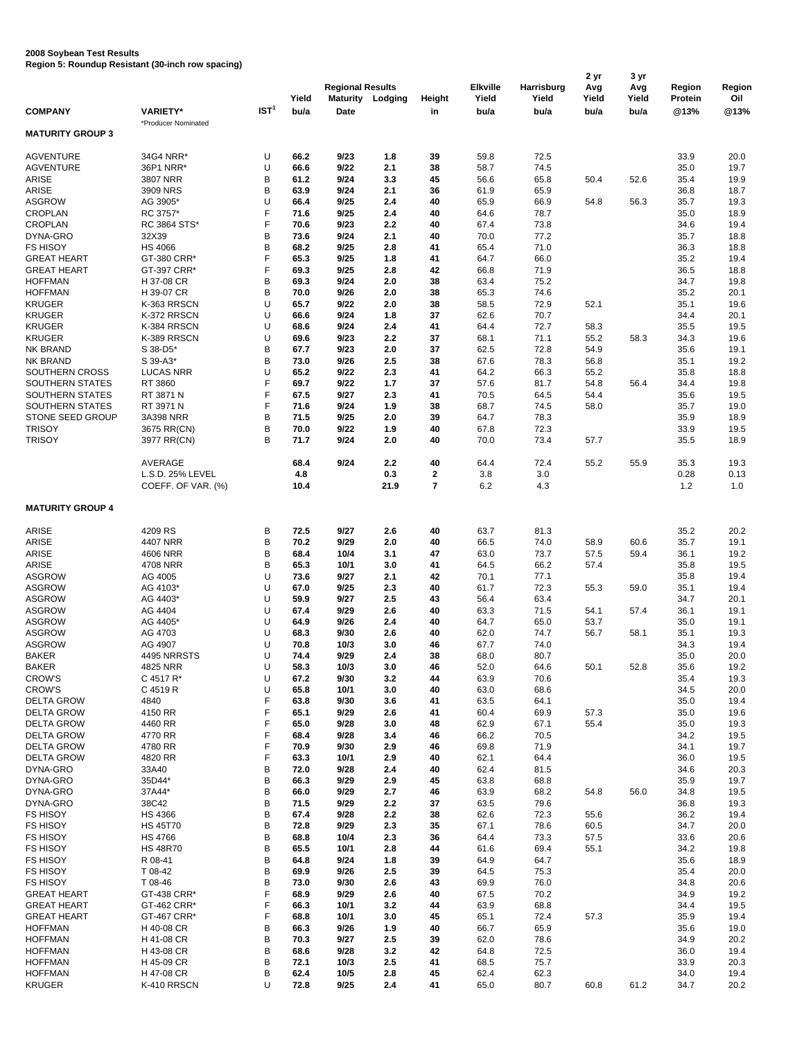**2008 Soybean Test Results**
**Region 5: Roundup Resistant (30-inch row spacing)**

| COMPANY | VARIETY* | IST[1] | Yield bu/a | Regional Results Maturity Date | Lodging | Height in | Elkville Yield bu/a | Harrisburg Yield bu/a | 2 yr Avg Yield bu/a | 3 yr Avg Yield bu/a | Region Protein @13% | Region Oil @13% |
|---|---|---|---|---|---|---|---|---|---|---|---|---|
| | *Producer Nominated | | | | | | | | | | | |
| **MATURITY GROUP 3** | | | | | | | | | | | | |
| AGVENTURE | 34G4 NRR* | U | 66.2 | 9/23 | 1.8 | 39 | 59.8 | 72.5 | | | 33.9 | 20.0 |
| AGVENTURE | 36P1 NRR* | U | 66.6 | 9/22 | 2.1 | 38 | 58.7 | 74.5 | | | 35.0 | 19.7 |
| ARISE | 3807 NRR | B | 61.2 | 9/24 | 3.3 | 45 | 56.6 | 65.8 | 50.4 | 52.6 | 35.4 | 19.9 |
| ARISE | 3909 NRS | B | 63.9 | 9/24 | 2.1 | 36 | 61.9 | 65.9 | | | 36.8 | 18.7 |
| ASGROW | AG 3905* | U | 66.4 | 9/25 | 2.4 | 40 | 65.9 | 66.9 | 54.8 | 56.3 | 35.7 | 19.3 |
| CROPLAN | RC 3757* | F | 71.6 | 9/25 | 2.4 | 40 | 64.6 | 78.7 | | | 35.0 | 18.9 |
| CROPLAN | RC 3864 STS* | F | 70.6 | 9/23 | 2.2 | 40 | 67.4 | 73.8 | | | 34.6 | 19.4 |
| DYNA-GRO | 32X39 | B | 73.6 | 9/24 | 2.1 | 40 | 70.0 | 77.2 | | | 35.7 | 18.8 |
| FS HISOY | HS 4066 | B | 68.2 | 9/25 | 2.8 | 41 | 65.4 | 71.0 | | | 36.3 | 18.8 |
| GREAT HEART | GT-380 CRR* | F | 65.3 | 9/25 | 1.8 | 41 | 64.7 | 66.0 | | | 35.2 | 19.4 |
| GREAT HEART | GT-397 CRR* | F | 69.3 | 9/25 | 2.8 | 42 | 66.8 | 71.9 | | | 36.5 | 18.8 |
| HOFFMAN | H 37-08 CR | B | 69.3 | 9/24 | 2.0 | 38 | 63.4 | 75.2 | | | 34.7 | 19.8 |
| HOFFMAN | H 39-07 CR | B | 70.0 | 9/26 | 2.0 | 38 | 65.3 | 74.6 | | | 35.2 | 20.1 |
| KRUGER | K-363 RRSCN | U | 65.7 | 9/22 | 2.0 | 38 | 58.5 | 72.9 | 52.1 | | 35.1 | 19.6 |
| KRUGER | K-372 RRSCN | U | 66.6 | 9/24 | 1.8 | 37 | 62.6 | 70.7 | | | 34.4 | 20.1 |
| KRUGER | K-384 RRSCN | U | 68.6 | 9/24 | 2.4 | 41 | 64.4 | 72.7 | 58.3 | | 35.5 | 19.5 |
| KRUGER | K-389 RRSCN | U | 69.6 | 9/23 | 2.2 | 37 | 68.1 | 71.1 | 55.2 | 58.3 | 34.3 | 19.6 |
| NK BRAND | S 38-D5* | B | 67.7 | 9/23 | 2.0 | 37 | 62.5 | 72.8 | 54.9 | | 35.6 | 19.1 |
| NK BRAND | S 39-A3* | B | 73.0 | 9/26 | 2.5 | 38 | 67.6 | 78.3 | 56.8 | | 35.1 | 19.2 |
| SOUTHERN CROSS | LUCAS NRR | U | 65.2 | 9/22 | 2.3 | 41 | 64.2 | 66.3 | 55.2 | | 35.8 | 18.8 |
| SOUTHERN STATES | RT 3860 | F | 69.7 | 9/22 | 1.7 | 37 | 57.6 | 81.7 | 54.8 | 56.4 | 34.4 | 19.8 |
| SOUTHERN STATES | RT 3871 N | F | 67.5 | 9/27 | 2.3 | 41 | 70.5 | 64.5 | 54.4 | | 35.6 | 19.5 |
| SOUTHERN STATES | RT 3971 N | F | 71.6 | 9/24 | 1.9 | 38 | 68.7 | 74.5 | 58.0 | | 35.7 | 19.0 |
| STONE SEED GROUP | 3A398 NRR | B | 71.5 | 9/25 | 2.0 | 39 | 64.7 | 78.3 | | | 35.9 | 18.9 |
| TRISOY | 3675 RR(CN) | B | 70.0 | 9/22 | 1.9 | 40 | 67.8 | 72.3 | | | 33.9 | 19.5 |
| TRISOY | 3977 RR(CN) | B | 71.7 | 9/24 | 2.0 | 40 | 70.0 | 73.4 | 57.7 | | 35.5 | 18.9 |
| | AVERAGE | | 68.4 | 9/24 | 2.2 | 40 | 64.4 | 72.4 | 55.2 | 55.9 | 35.3 | 19.3 |
| | L.S.D. 25% LEVEL | | 4.8 | | 0.3 | 2 | 3.8 | 3.0 | | | 0.28 | 0.13 |
| | COEFF. OF VAR. (%) | | 10.4 | | 21.9 | 7 | 6.2 | 4.3 | | | 1.2 | 1.0 |
| **MATURITY GROUP 4** | | | | | | | | | | | | |
| ARISE | 4209 RS | B | 72.5 | 9/27 | 2.6 | 40 | 63.7 | 81.3 | | | 35.2 | 20.2 |
| ARISE | 4407 NRR | B | 70.2 | 9/29 | 2.0 | 40 | 66.5 | 74.0 | 58.9 | 60.6 | 35.7 | 19.1 |
| ARISE | 4606 NRR | B | 68.4 | 10/4 | 3.1 | 47 | 63.0 | 73.7 | 57.5 | 59.4 | 36.1 | 19.2 |
| ARISE | 4708 NRR | B | 65.3 | 10/1 | 3.0 | 41 | 64.5 | 66.2 | 57.4 | | 35.8 | 19.5 |
| ASGROW | AG 4005 | U | 73.6 | 9/27 | 2.1 | 42 | 70.1 | 77.1 | | | 35.8 | 19.4 |
| ASGROW | AG 4103* | U | 67.0 | 9/25 | 2.3 | 40 | 61.7 | 72.3 | 55.3 | 59.0 | 35.1 | 19.4 |
| ASGROW | AG 4403* | U | 59.9 | 9/27 | 2.5 | 43 | 56.4 | 63.4 | | | 34.7 | 20.1 |
| ASGROW | AG 4404 | U | 67.4 | 9/29 | 2.6 | 40 | 63.3 | 71.5 | 54.1 | 57.4 | 36.1 | 19.1 |
| ASGROW | AG 4405* | U | 64.9 | 9/26 | 2.4 | 40 | 64.7 | 65.0 | 53.7 | | 35.0 | 19.1 |
| ASGROW | AG 4703 | U | 68.3 | 9/30 | 2.6 | 40 | 62.0 | 74.7 | 56.7 | 58.1 | 35.1 | 19.3 |
| ASGROW | AG 4907 | U | 70.8 | 10/3 | 3.0 | 46 | 67.7 | 74.0 | | | 34.3 | 19.4 |
| BAKER | 4495 NRRSTS | U | 74.4 | 9/29 | 2.4 | 38 | 68.0 | 80.7 | | | 35.0 | 20.0 |
| BAKER | 4825 NRR | U | 58.3 | 10/3 | 3.0 | 46 | 52.0 | 64.6 | 50.1 | 52.8 | 35.6 | 19.2 |
| CROW'S | C 4517 R* | U | 67.2 | 9/30 | 3.2 | 44 | 63.9 | 70.6 | | | 35.4 | 19.3 |
| CROW'S | C 4519 R | U | 65.8 | 10/1 | 3.0 | 40 | 63.0 | 68.6 | | | 34.5 | 20.0 |
| DELTA GROW | 4840 | F | 63.8 | 9/30 | 3.6 | 41 | 63.5 | 64.1 | | | 35.0 | 19.4 |
| DELTA GROW | 4150 RR | F | 65.1 | 9/29 | 2.6 | 41 | 60.4 | 69.9 | 57.3 | | 35.0 | 19.6 |
| DELTA GROW | 4460 RR | F | 65.0 | 9/28 | 3.0 | 48 | 62.9 | 67.1 | 55.4 | | 35.0 | 19.3 |
| DELTA GROW | 4770 RR | F | 68.4 | 9/28 | 3.4 | 46 | 66.2 | 70.5 | | | 34.2 | 19.5 |
| DELTA GROW | 4780 RR | F | 70.9 | 9/30 | 2.9 | 46 | 69.8 | 71.9 | | | 34.1 | 19.7 |
| DELTA GROW | 4820 RR | F | 63.3 | 10/1 | 2.9 | 40 | 62.1 | 64.4 | | | 36.0 | 19.5 |
| DYNA-GRO | 33A40 | B | 72.0 | 9/28 | 2.4 | 40 | 62.4 | 81.5 | | | 34.6 | 20.3 |
| DYNA-GRO | 35D44* | B | 66.3 | 9/29 | 2.9 | 45 | 63.8 | 68.8 | | | 35.9 | 19.7 |
| DYNA-GRO | 37A44* | B | 66.0 | 9/29 | 2.7 | 46 | 63.9 | 68.2 | 54.8 | 56.0 | 34.8 | 19.5 |
| DYNA-GRO | 38C42 | B | 71.5 | 9/29 | 2.2 | 37 | 63.5 | 79.6 | | | 36.8 | 19.3 |
| FS HISOY | HS 4366 | B | 67.4 | 9/28 | 2.2 | 38 | 62.6 | 72.3 | 55.6 | | 36.2 | 19.4 |
| FS HISOY | HS 45T70 | B | 72.8 | 9/29 | 2.3 | 35 | 67.1 | 78.6 | 60.5 | | 34.7 | 20.0 |
| FS HISOY | HS 4766 | B | 68.8 | 10/4 | 2.3 | 36 | 64.4 | 73.3 | 57.5 | | 33.6 | 20.6 |
| FS HISOY | HS 48R70 | B | 65.5 | 10/1 | 2.8 | 44 | 61.6 | 69.4 | 55.1 | | 34.2 | 19.8 |
| FS HISOY | R 08-41 | B | 64.8 | 9/24 | 1.8 | 39 | 64.9 | 64.7 | | | 35.6 | 18.9 |
| FS HISOY | T 08-42 | B | 69.9 | 9/26 | 2.5 | 39 | 64.5 | 75.3 | | | 35.4 | 20.0 |
| FS HISOY | T 08-46 | B | 73.0 | 9/30 | 2.6 | 43 | 69.9 | 76.0 | | | 34.8 | 20.6 |
| GREAT HEART | GT-438 CRR* | F | 68.9 | 9/29 | 2.6 | 40 | 67.5 | 70.2 | | | 34.9 | 19.2 |
| GREAT HEART | GT-462 CRR* | F | 66.3 | 10/1 | 3.2 | 44 | 63.9 | 68.8 | | | 34.4 | 19.5 |
| GREAT HEART | GT-467 CRR* | F | 68.8 | 10/1 | 3.0 | 45 | 65.1 | 72.4 | 57.3 | | 35.9 | 19.4 |
| HOFFMAN | H 40-08 CR | B | 66.3 | 9/26 | 1.9 | 40 | 66.7 | 65.9 | | | 35.6 | 19.0 |
| HOFFMAN | H 41-08 CR | B | 70.3 | 9/27 | 2.5 | 39 | 62.0 | 78.6 | | | 34.9 | 20.2 |
| HOFFMAN | H 43-08 CR | B | 68.6 | 9/28 | 3.2 | 42 | 64.8 | 72.5 | | | 36.0 | 19.4 |
| HOFFMAN | H 45-09 CR | B | 72.1 | 10/3 | 2.5 | 41 | 68.5 | 75.7 | | | 33.9 | 20.3 |
| HOFFMAN | H 47-08 CR | B | 62.4 | 10/5 | 2.8 | 45 | 62.4 | 62.3 | | | 34.0 | 19.4 |
| KRUGER | K-410 RRSCN | U | 72.8 | 9/25 | 2.4 | 41 | 65.0 | 80.7 | 60.8 | 61.2 | 34.7 | 20.2 |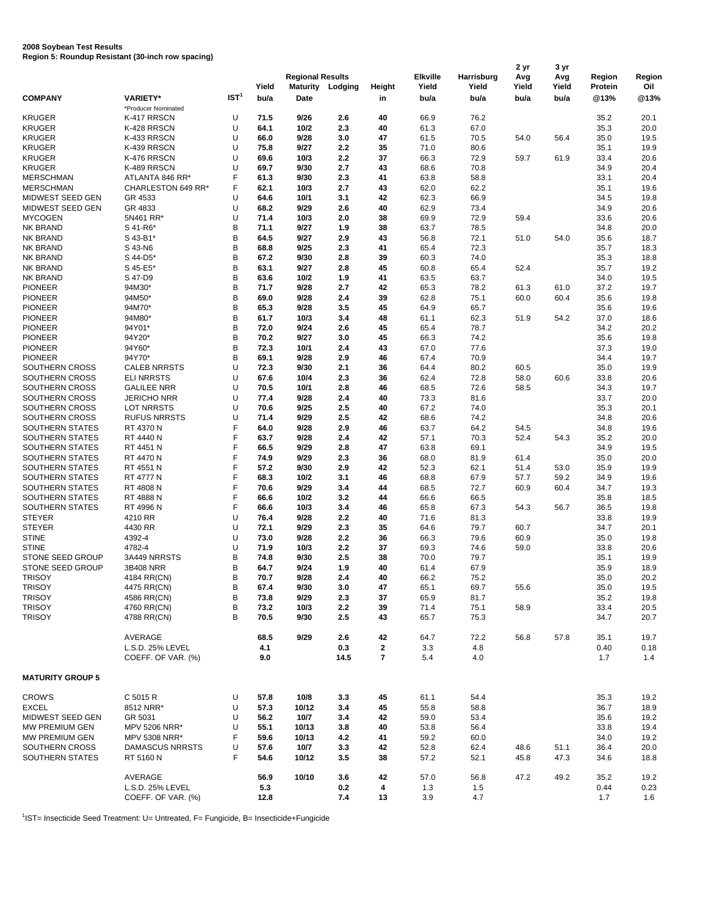**2008 Soybean Test Results**
**Region 5: Roundup Resistant (30-inch row spacing)**

| COMPANY | VARIETY* | IST[1] | Regional Results Yield bu/a | Regional Results Maturity Date | Regional Results Lodging | Height in | Elkville Yield bu/a | Harrisburg Yield bu/a | 2 yr Avg Yield bu/a | 3 yr Avg Yield bu/a | Region Protein @13% | Region Oil @13% |
|---|---|---|---|---|---|---|---|---|---|---|---|---|
| | *Producer Nominated | | | | | | | | | | | |
| KRUGER | K-417 RRSCN | U | 71.5 | 9/26 | 2.6 | 40 | 66.9 | 76.2 | | | 35.2 | 20.1 |
| KRUGER | K-428 RRSCN | U | 64.1 | 10/2 | 2.3 | 40 | 61.3 | 67.0 | | | 35.3 | 20.0 |
| KRUGER | K-433 RRSCN | U | 66.0 | 9/28 | 3.0 | 47 | 61.5 | 70.5 | 54.0 | 56.4 | 35.0 | 19.5 |
| KRUGER | K-439 RRSCN | U | 75.8 | 9/27 | 2.2 | 35 | 71.0 | 80.6 | | | 35.1 | 19.9 |
| KRUGER | K-476 RRSCN | U | 69.6 | 10/3 | 2.2 | 37 | 66.3 | 72.9 | 59.7 | 61.9 | 33.4 | 20.6 |
| KRUGER | K-489 RRSCN | U | 69.7 | 9/30 | 2.7 | 43 | 68.6 | 70.8 | | | 34.9 | 20.4 |
| MERSCHMAN | ATLANTA 846 RR* | F | 61.3 | 9/30 | 2.3 | 41 | 63.8 | 58.8 | | | 33.1 | 20.4 |
| MERSCHMAN | CHARLESTON 649 RR* | F | 62.1 | 10/3 | 2.7 | 43 | 62.0 | 62.2 | | | 35.1 | 19.6 |
| MIDWEST SEED GEN | GR 4533 | U | 64.6 | 10/1 | 3.1 | 42 | 62.3 | 66.9 | | | 34.5 | 19.8 |
| MIDWEST SEED GEN | GR 4833 | U | 68.2 | 9/29 | 2.6 | 40 | 62.9 | 73.4 | | | 34.9 | 20.6 |
| MYCOGEN | 5N461 RR* | U | 71.4 | 10/3 | 2.0 | 38 | 69.9 | 72.9 | 59.4 | | 33.6 | 20.6 |
| NK BRAND | S 41-R6* | B | 71.1 | 9/27 | 1.9 | 38 | 63.7 | 78.5 | | | 34.8 | 20.0 |
| NK BRAND | S 43-B1* | B | 64.5 | 9/27 | 2.9 | 43 | 56.8 | 72.1 | 51.0 | 54.0 | 35.6 | 18.7 |
| NK BRAND | S 43-N6 | B | 68.8 | 9/25 | 2.3 | 41 | 65.4 | 72.3 | | | 35.7 | 18.3 |
| NK BRAND | S 44-D5* | B | 67.2 | 9/30 | 2.8 | 39 | 60.3 | 74.0 | | | 35.3 | 18.8 |
| NK BRAND | S 45-E5* | B | 63.1 | 9/27 | 2.8 | 45 | 60.8 | 65.4 | 52.4 | | 35.7 | 19.2 |
| NK BRAND | S 47-D9 | B | 63.6 | 10/2 | 1.9 | 41 | 63.5 | 63.7 | | | 34.0 | 19.5 |
| PIONEER | 94M30* | B | 71.7 | 9/28 | 2.7 | 42 | 65.3 | 78.2 | 61.3 | 61.0 | 37.2 | 19.7 |
| PIONEER | 94M50* | B | 69.0 | 9/28 | 2.4 | 39 | 62.8 | 75.1 | 60.0 | 60.4 | 35.6 | 19.8 |
| PIONEER | 94M70* | B | 65.3 | 9/28 | 3.5 | 45 | 64.9 | 65.7 | | | 35.6 | 19.6 |
| PIONEER | 94M80* | B | 61.7 | 10/3 | 3.4 | 48 | 61.1 | 62.3 | 51.9 | 54.2 | 37.0 | 18.6 |
| PIONEER | 94Y01* | B | 72.0 | 9/24 | 2.6 | 45 | 65.4 | 78.7 | | | 34.2 | 20.2 |
| PIONEER | 94Y20* | B | 70.2 | 9/27 | 3.0 | 45 | 66.3 | 74.2 | | | 35.6 | 19.8 |
| PIONEER | 94Y60* | B | 72.3 | 10/1 | 2.4 | 43 | 67.0 | 77.6 | | | 37.3 | 19.0 |
| PIONEER | 94Y70* | B | 69.1 | 9/28 | 2.9 | 46 | 67.4 | 70.9 | | | 34.4 | 19.7 |
| SOUTHERN CROSS | CALEB NRRSTS | U | 72.3 | 9/30 | 2.1 | 36 | 64.4 | 80.2 | 60.5 | | 35.0 | 19.9 |
| SOUTHERN CROSS | ELI NRRSTS | U | 67.6 | 10/4 | 2.3 | 36 | 62.4 | 72.8 | 58.0 | 60.6 | 33.8 | 20.6 |
| SOUTHERN CROSS | GALILEE NRR | U | 70.5 | 10/1 | 2.8 | 46 | 68.5 | 72.6 | 58.5 | | 34.3 | 19.7 |
| SOUTHERN CROSS | JERICHO NRR | U | 77.4 | 9/28 | 2.4 | 40 | 73.3 | 81.6 | | | 33.7 | 20.0 |
| SOUTHERN CROSS | LOT NRRSTS | U | 70.6 | 9/25 | 2.5 | 40 | 67.2 | 74.0 | | | 35.3 | 20.1 |
| SOUTHERN CROSS | RUFUS NRRSTS | U | 71.4 | 9/29 | 2.5 | 42 | 68.6 | 74.2 | | | 34.8 | 20.6 |
| SOUTHERN STATES | RT 4370 N | F | 64.0 | 9/28 | 2.9 | 46 | 63.7 | 64.2 | 54.5 | | 34.8 | 19.6 |
| SOUTHERN STATES | RT 4440 N | F | 63.7 | 9/28 | 2.4 | 42 | 57.1 | 70.3 | 52.4 | 54.3 | 35.2 | 20.0 |
| SOUTHERN STATES | RT 4451 N | F | 66.5 | 9/29 | 2.8 | 47 | 63.8 | 69.1 | | | 34.9 | 19.5 |
| SOUTHERN STATES | RT 4470 N | F | 74.9 | 9/29 | 2.3 | 36 | 68.0 | 81.9 | 61.4 | | 35.0 | 20.0 |
| SOUTHERN STATES | RT 4551 N | F | 57.2 | 9/30 | 2.9 | 42 | 52.3 | 62.1 | 51.4 | 53.0 | 35.9 | 19.9 |
| SOUTHERN STATES | RT 4777 N | F | 68.3 | 10/2 | 3.1 | 46 | 68.8 | 67.9 | 57.7 | 59.2 | 34.9 | 19.6 |
| SOUTHERN STATES | RT 4808 N | F | 70.6 | 9/29 | 3.4 | 44 | 68.5 | 72.7 | 60.9 | 60.4 | 34.7 | 19.3 |
| SOUTHERN STATES | RT 4888 N | F | 66.6 | 10/2 | 3.2 | 44 | 66.6 | 66.5 | | | 35.8 | 18.5 |
| SOUTHERN STATES | RT 4996 N | F | 66.6 | 10/3 | 3.4 | 46 | 65.8 | 67.3 | 54.3 | 56.7 | 36.5 | 19.8 |
| STEYER | 4210 RR | U | 76.4 | 9/28 | 2.2 | 40 | 71.6 | 81.3 | | | 33.8 | 19.9 |
| STEYER | 4430 RR | U | 72.1 | 9/29 | 2.3 | 35 | 64.6 | 79.7 | 60.7 | | 34.7 | 20.1 |
| STINE | 4392-4 | U | 73.0 | 9/28 | 2.2 | 36 | 66.3 | 79.6 | 60.9 | | 35.0 | 19.8 |
| STINE | 4782-4 | U | 71.9 | 10/3 | 2.2 | 37 | 69.3 | 74.6 | 59.0 | | 33.8 | 20.6 |
| STONE SEED GROUP | 3A449 NRRSTS | B | 74.8 | 9/30 | 2.5 | 38 | 70.0 | 79.7 | | | 35.1 | 19.9 |
| STONE SEED GROUP | 3B408 NRR | B | 64.7 | 9/24 | 1.9 | 40 | 61.4 | 67.9 | | | 35.9 | 18.9 |
| TRISOY | 4184 RR(CN) | B | 70.7 | 9/28 | 2.4 | 40 | 66.2 | 75.2 | | | 35.0 | 20.2 |
| TRISOY | 4475 RR(CN) | B | 67.4 | 9/30 | 3.0 | 47 | 65.1 | 69.7 | 55.6 | | 35.0 | 19.5 |
| TRISOY | 4586 RR(CN) | B | 73.8 | 9/29 | 2.3 | 37 | 65.9 | 81.7 | | | 35.2 | 19.8 |
| TRISOY | 4760 RR(CN) | B | 73.2 | 10/3 | 2.2 | 39 | 71.4 | 75.1 | 58.9 | | 33.4 | 20.5 |
| TRISOY | 4788 RR(CN) | B | 70.5 | 9/30 | 2.5 | 43 | 65.7 | 75.3 | | | 34.7 | 20.7 |
| | AVERAGE | | 68.5 | 9/29 | 2.6 | 42 | 64.7 | 72.2 | 56.8 | 57.8 | 35.1 | 19.7 |
| | L.S.D. 25% LEVEL | | 4.1 | | 0.3 | 2 | 3.3 | 4.8 | | | 0.40 | 0.18 |
| | COEFF. OF VAR. (%) | | 9.0 | | 14.5 | 7 | 5.4 | 4.0 | | | 1.7 | 1.4 |

**MATURITY GROUP 5**

| COMPANY | VARIETY* | IST[1] | Regional Results Yield bu/a | Regional Results Maturity Date | Regional Results Lodging | Height in | Elkville Yield bu/a | Harrisburg Yield bu/a | 2 yr Avg Yield bu/a | 3 yr Avg Yield bu/a | Region Protein @13% | Region Oil @13% |
|---|---|---|---|---|---|---|---|---|---|---|---|---|
| CROW'S | C 5015 R | U | 57.8 | 10/8 | 3.3 | 45 | 61.1 | 54.4 | | | 35.3 | 19.2 |
| EXCEL | 8512 NRR* | U | 57.3 | 10/12 | 3.4 | 45 | 55.8 | 58.8 | | | 36.7 | 18.9 |
| MIDWEST SEED GEN | GR 5031 | U | 56.2 | 10/7 | 3.4 | 42 | 59.0 | 53.4 | | | 35.6 | 19.2 |
| MW PREMIUM GEN | MPV 5206 NRR* | U | 55.1 | 10/13 | 3.8 | 40 | 53.8 | 56.4 | | | 33.8 | 19.4 |
| MW PREMIUM GEN | MPV 5308 NRR* | F | 59.6 | 10/13 | 4.2 | 41 | 59.2 | 60.0 | | | 34.0 | 19.2 |
| SOUTHERN CROSS | DAMASCUS NRRSTS | U | 57.6 | 10/7 | 3.3 | 42 | 52.8 | 62.4 | 48.6 | 51.1 | 36.4 | 20.0 |
| SOUTHERN STATES | RT 5160 N | F | 54.6 | 10/12 | 3.5 | 38 | 57.2 | 52.1 | 45.8 | 47.3 | 34.6 | 18.8 |
| | AVERAGE | | 56.9 | 10/10 | 3.6 | 42 | 57.0 | 56.8 | 47.2 | 49.2 | 35.2 | 19.2 |
| | L.S.D. 25% LEVEL | | 5.3 | | 0.2 | 4 | 1.3 | 1.5 | | | 0.44 | 0.23 |
| | COEFF. OF VAR. (%) | | 12.8 | | 7.4 | 13 | 3.9 | 4.7 | | | 1.7 | 1.6 |

[1]IST= Insecticide Seed Treatment: U= Untreated, F= Fungicide, B= Insecticide+Fungicide